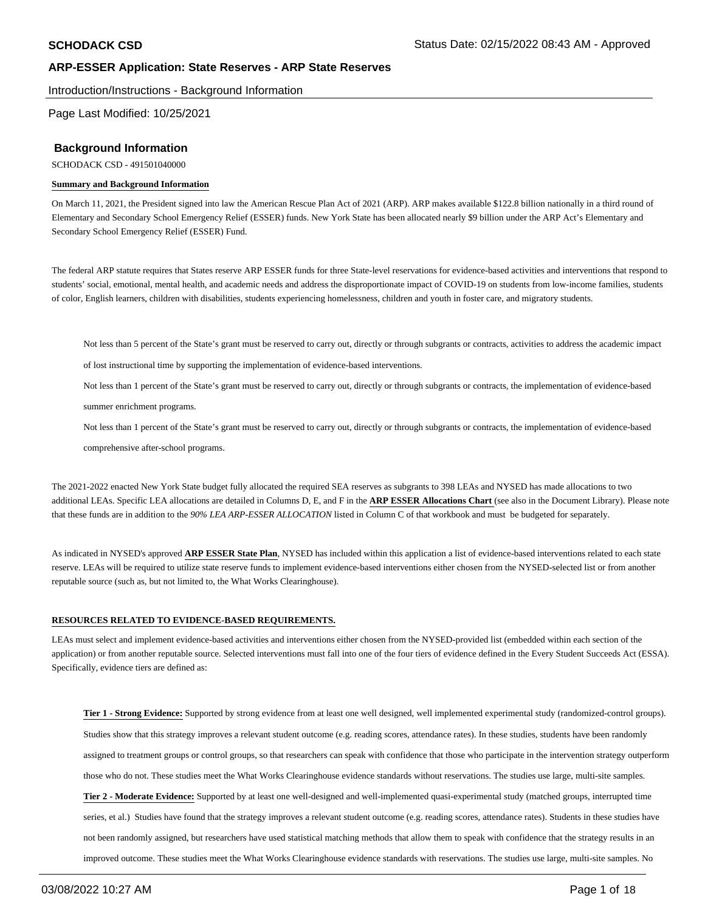## ARP-ESSER Application: State Reserves - ARP State Reserves

Introduction/Instructions - Background Information

Page Last Modified: 10/25/2021

### Background Information

SCHODACK CSD - 491501040000

**Summary and Background Information**

On March 11, 2021, the President signed into law the American Rescue Plan Act of 2021 (ARP). ARP makes available $122.8 billion nationally in a third round of Elementary and Secondary School Emergency Relief (ESSER) funds. New York State has been allocated nearly $9 billion under the ARP Act's Elementary and Secondary School Emergency Relief (ESSER) Fund.

The federal ARP statute requires that States reserve ARP ESSER funds for three State-level reservations for evidence-based activities and interventions that respond to students' social, emotional, mental health, and academic needs and address the disproportionate impact of COVID-19 on students from low-income families, students of color, English learners, children with disabilities, students experiencing homelessness, children and youth in foster care, and migratory students.

Not less than 5 percent of the State's grant must be reserved to carry out, directly or through subgrants or contracts, activities to address the academic impact of lost instructional time by supporting the implementation of evidence-based interventions.

Not less than 1 percent of the State's grant must be reserved to carry out, directly or through subgrants or contracts, the implementation of evidence-based summer enrichment programs.

Not less than 1 percent of the State's grant must be reserved to carry out, directly or through subgrants or contracts, the implementation of evidence-based comprehensive after-school programs.

The 2021-2022 enacted New York State budget fully allocated the required SEA reserves as subgrants to 398 LEAs and NYSED has made allocations to two additional LEAs. Specific LEA allocations are detailed in Columns D, E, and F in the **ARP ESSER Allocations Chart** (see also in the Document Library). Please note that these funds are in addition to the *90% LEA ARP-ESSER ALLOCATION* listed in Column C of that workbook and must be budgeted for separately.

As indicated in NYSED's approved **ARP ESSER State Plan**, NYSED has included within this application a list of evidence-based interventions related to each state reserve. LEAs will be required to utilize state reserve funds to implement evidence-based interventions either chosen from the NYSED-selected list or from another reputable source (such as, but not limited to, the What Works Clearinghouse).

**RESOURCES RELATED TO EVIDENCE-BASED REQUIREMENTS.**

LEAs must select and implement evidence-based activities and interventions either chosen from the NYSED-provided list (embedded within each section of the application) or from another reputable source. Selected interventions must fall into one of the four tiers of evidence defined in the Every Student Succeeds Act (ESSA). Specifically, evidence tiers are defined as:

**Tier 1 - Strong Evidence:** Supported by strong evidence from at least one well designed, well implemented experimental study (randomized-control groups). Studies show that this strategy improves a relevant student outcome (e.g. reading scores, attendance rates). In these studies, students have been randomly assigned to treatment groups or control groups, so that researchers can speak with confidence that those who participate in the intervention strategy outperform those who do not. These studies meet the What Works Clearinghouse evidence standards without reservations. The studies use large, multi-site samples.

**Tier 2 - Moderate Evidence:** Supported by at least one well-designed and well-implemented quasi-experimental study (matched groups, interrupted time series, et al.) Studies have found that the strategy improves a relevant student outcome (e.g. reading scores, attendance rates). Students in these studies have not been randomly assigned, but researchers have used statistical matching methods that allow them to speak with confidence that the strategy results in an improved outcome. These studies meet the What Works Clearinghouse evidence standards with reservations. The studies use large, multi-site samples. No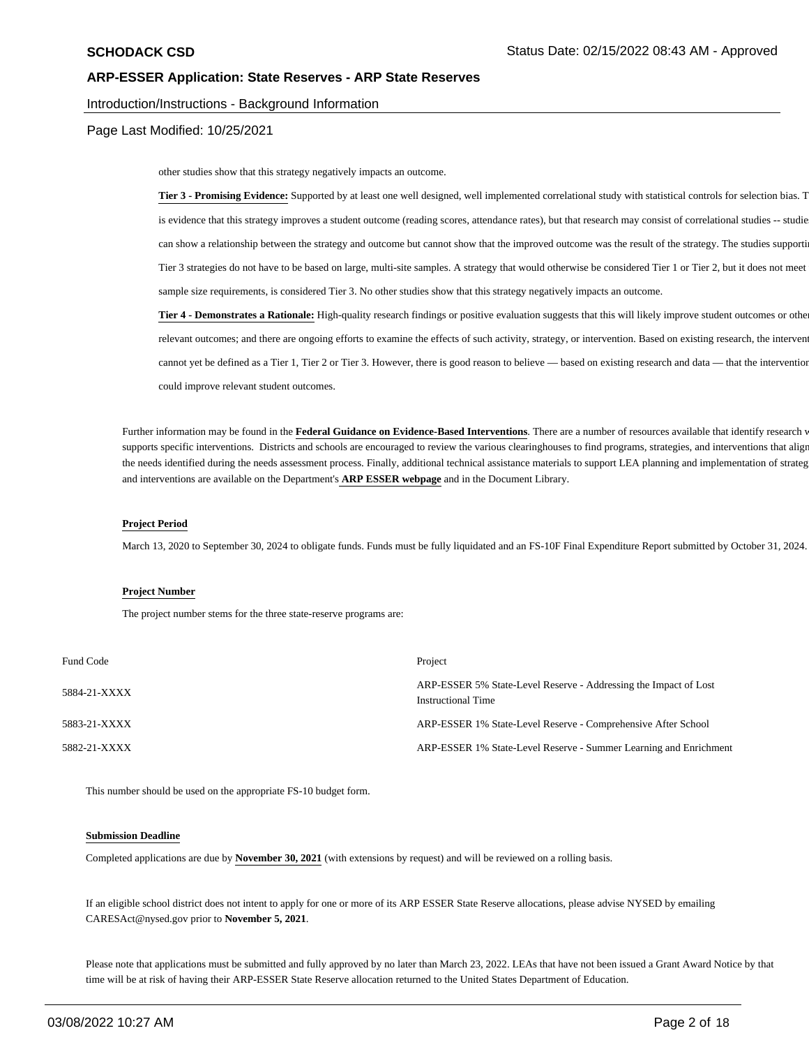other studies show that this strategy negatively impacts an outcome.

**Tier 3 - Promising Evidence:** Supported by at least one well designed, well implemented correlational study with statistical controls for selection bias. T is evidence that this strategy improves a student outcome (reading scores, attendance rates), but that research may consist of correlational studies -- studie can show a relationship between the strategy and outcome but cannot show that the improved outcome was the result of the strategy. The studies supporti Tier 3 strategies do not have to be based on large, multi-site samples. A strategy that would otherwise be considered Tier 1 or Tier 2, but it does not meet sample size requirements, is considered Tier 3. No other studies show that this strategy negatively impacts an outcome.

**Tier 4 - Demonstrates a Rationale:** High-quality research findings or positive evaluation suggests that this will likely improve student outcomes or othe relevant outcomes; and there are ongoing efforts to examine the effects of such activity, strategy, or intervention. Based on existing research, the intervent cannot yet be defined as a Tier 1, Tier 2 or Tier 3. However, there is good reason to believe — based on existing research and data — that the interventio could improve relevant student outcomes.

Further information may be found in the **Federal Guidance on Evidence-Based Interventions**. There are a number of resources available that identify research v supports specific interventions. Districts and schools are encouraged to review the various clearinghouses to find programs, strategies, and interventions that align the needs identified during the needs assessment process. Finally, additional technical assistance materials to support LEA planning and implementation of strateg and interventions are available on the Department's **ARP ESSER webpage** and in the Document Library.

**Project Period**

March 13, 2020 to September 30, 2024 to obligate funds. Funds must be fully liquidated and an FS-10F Final Expenditure Report submitted by October 31, 2024.

**Project Number**

The project number stems for the three state-reserve programs are:

| Fund Code | Project |
|---|---|
| 5884-21-XXXX | ARP-ESSER 5% State-Level Reserve - Addressing the Impact of Lost Instructional Time |
| 5883-21-XXXX | ARP-ESSER 1% State-Level Reserve - Comprehensive After School |
| 5882-21-XXXX | ARP-ESSER 1% State-Level Reserve - Summer Learning and Enrichment |

This number should be used on the appropriate FS-10 budget form.

**Submission Deadline**

Completed applications are due by **November 30, 2021** (with extensions by request) and will be reviewed on a rolling basis.

If an eligible school district does not intent to apply for one or more of its ARP ESSER State Reserve allocations, please advise NYSED by emailing CARESAct@nysed.gov prior to **November 5, 2021**.

Please note that applications must be submitted and fully approved by no later than March 23, 2022. LEAs that have not been issued a Grant Award Notice by that time will be at risk of having their ARP-ESSER State Reserve allocation returned to the United States Department of Education.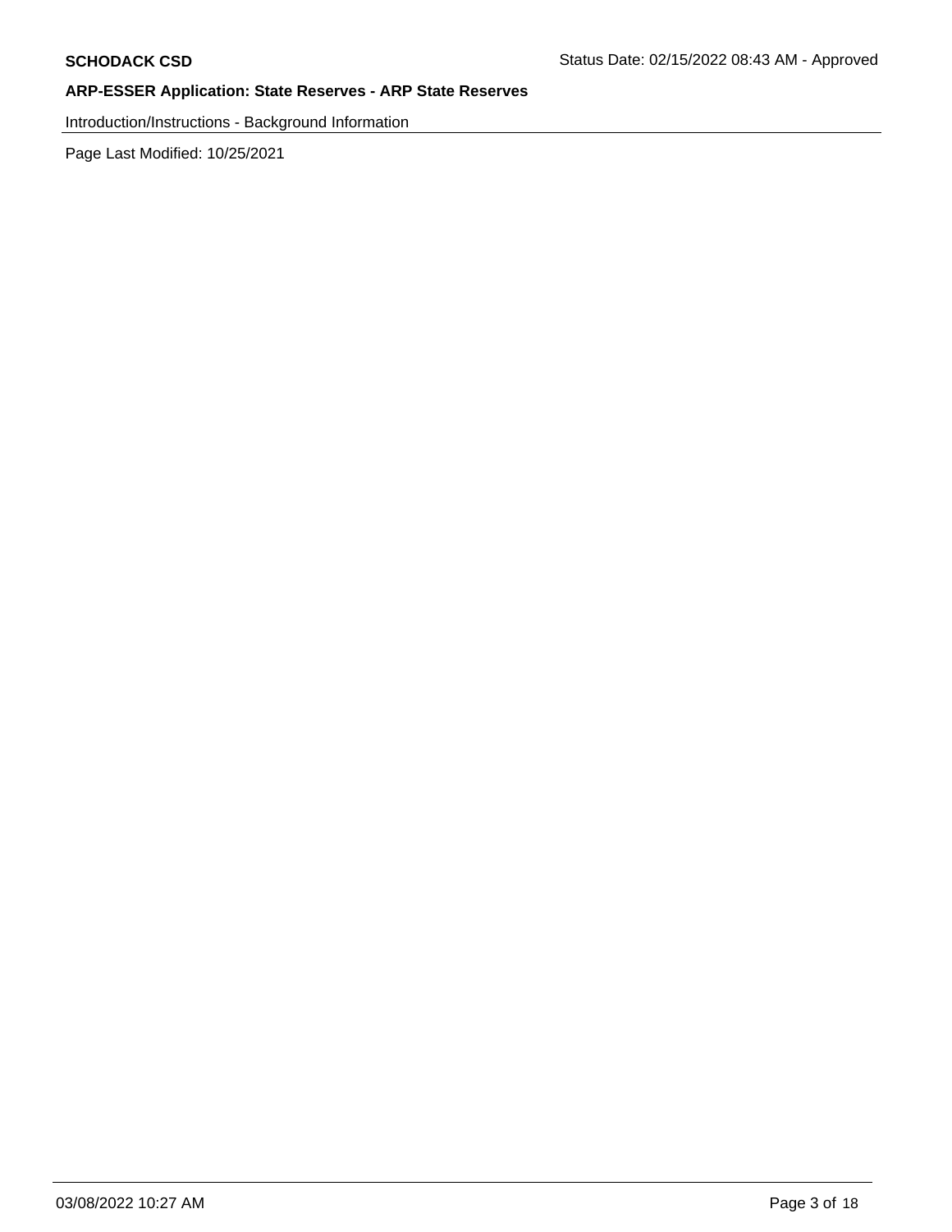**SCHODACK CSD**

Status Date: 02/15/2022 08:43 AM - Approved

**ARP-ESSER Application: State Reserves - ARP State Reserves**

Introduction/Instructions - Background Information

Page Last Modified: 10/25/2021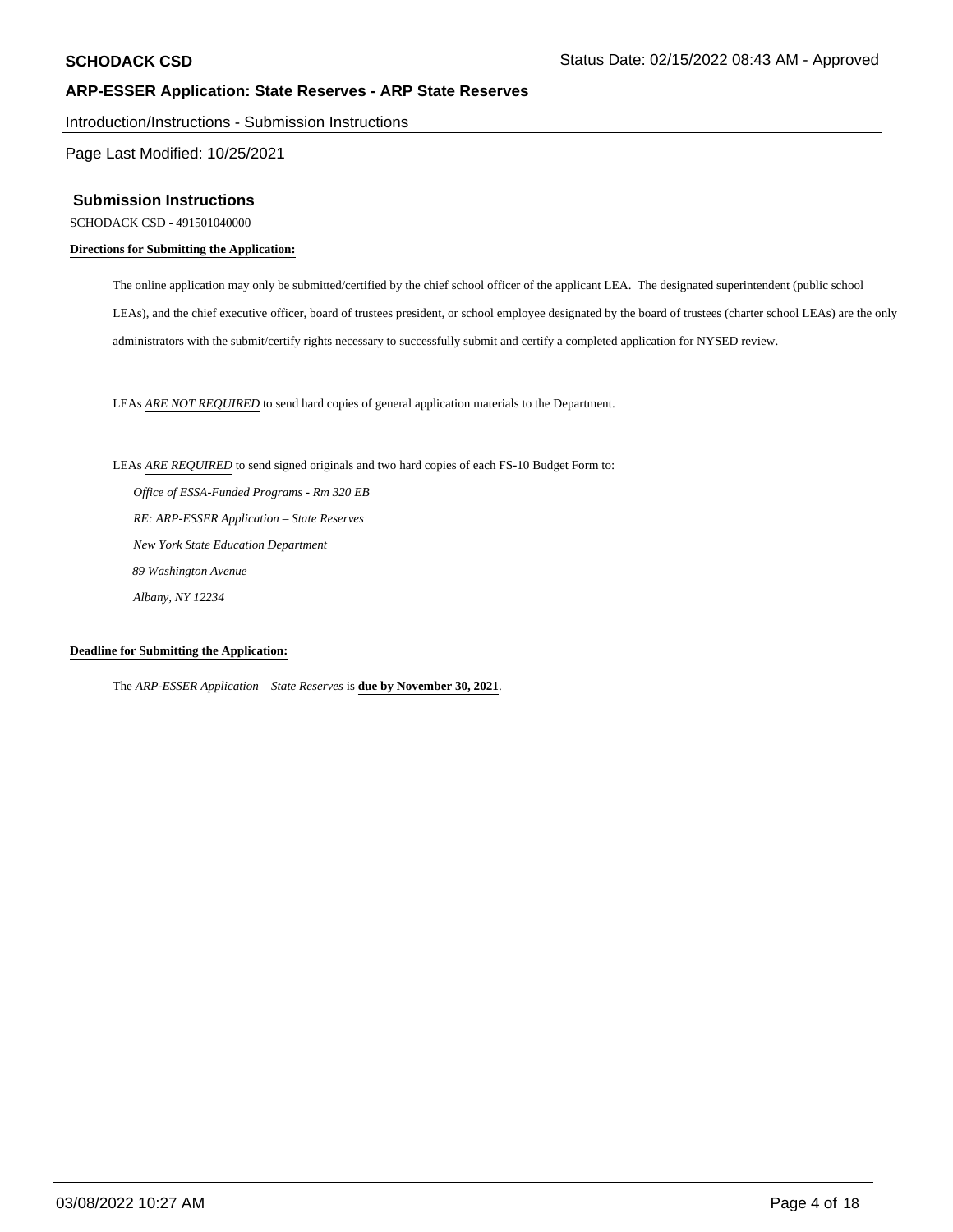**SCHODACK CSD** Status Date: 02/15/2022 08:43 AM - Approved

**ARP-ESSER Application: State Reserves - ARP State Reserves**

Introduction/Instructions - Submission Instructions

Page Last Modified: 10/25/2021

## Submission Instructions

SCHODACK CSD - 491501040000

**Directions for Submitting the Application:**

The online application may only be submitted/certified by the chief school officer of the applicant LEA. The designated superintendent (public school LEAs), and the chief executive officer, board of trustees president, or school employee designated by the board of trustees (charter school LEAs) are the only administrators with the submit/certify rights necessary to successfully submit and certify a completed application for NYSED review.

LEAs *ARE NOT REQUIRED* to send hard copies of general application materials to the Department.

LEAs *ARE REQUIRED* to send signed originals and two hard copies of each FS-10 Budget Form to:

*Office of ESSA-Funded Programs - Rm 320 EB*
*RE: ARP-ESSER Application – State Reserves*
*New York State Education Department*
*89 Washington Avenue*
*Albany, NY 12234*

**Deadline for Submitting the Application:**

The *ARP-ESSER Application – State Reserves* is **due by November 30, 2021**.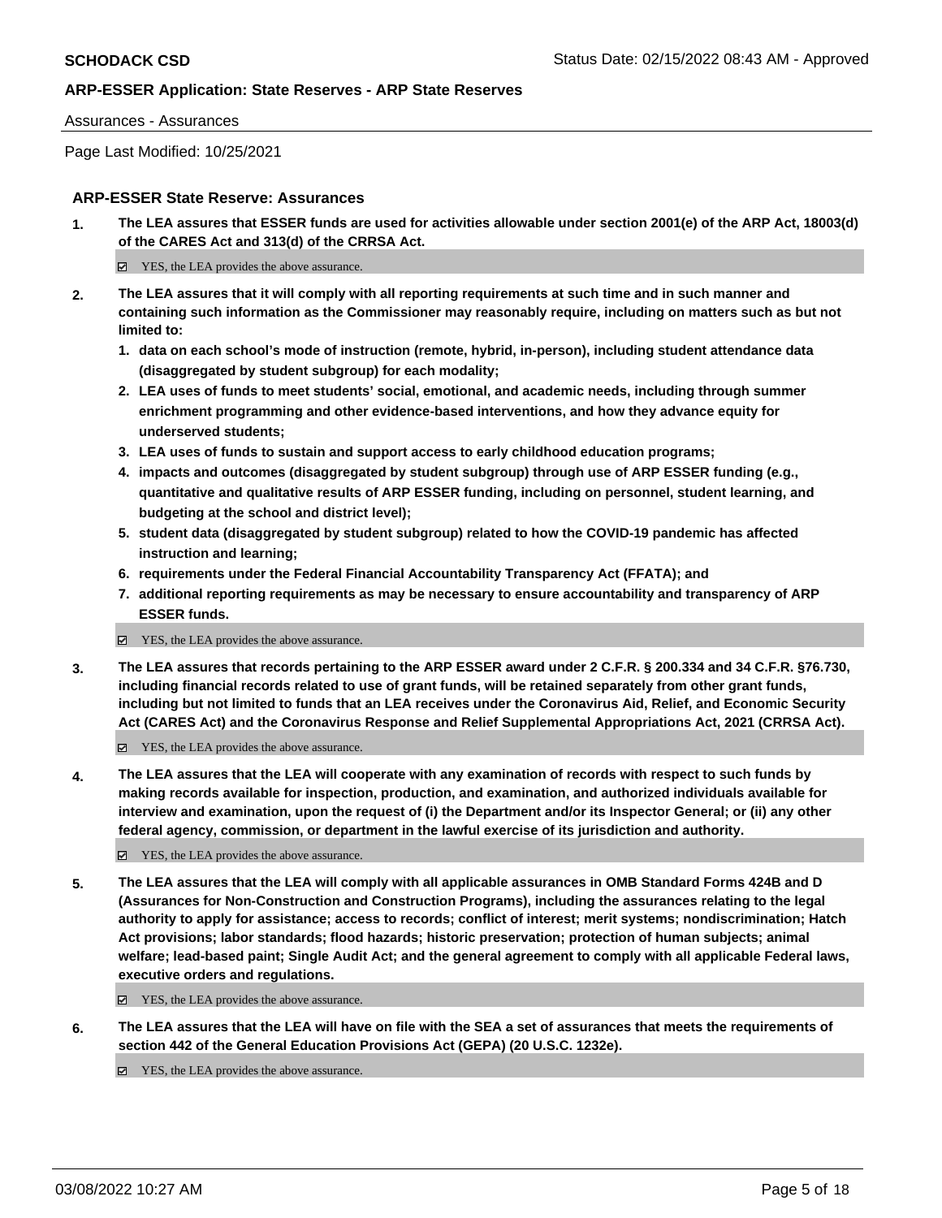Assurances - Assurances

Page Last Modified: 10/25/2021

### ARP-ESSER State Reserve: Assurances

1. **The LEA assures that ESSER funds are used for activities allowable under section 2001(e) of the ARP Act, 18003(d) of the CARES Act and 313(d) of the CRRSA Act.**

   ☑ YES, the LEA provides the above assurance.

2. **The LEA assures that it will comply with all reporting requirements at such time and in such manner and containing such information as the Commissioner may reasonably require, including on matters such as but not limited to:**
   1. **data on each school's mode of instruction (remote, hybrid, in-person), including student attendance data (disaggregated by student subgroup) for each modality;**
   2. **LEA uses of funds to meet students' social, emotional, and academic needs, including through summer enrichment programming and other evidence-based interventions, and how they advance equity for underserved students;**
   3. **LEA uses of funds to sustain and support access to early childhood education programs;**
   4. **impacts and outcomes (disaggregated by student subgroup) through use of ARP ESSER funding (e.g., quantitative and qualitative results of ARP ESSER funding, including on personnel, student learning, and budgeting at the school and district level);**
   5. **student data (disaggregated by student subgroup) related to how the COVID-19 pandemic has affected instruction and learning;**
   6. **requirements under the Federal Financial Accountability Transparency Act (FFATA); and**
   7. **additional reporting requirements as may be necessary to ensure accountability and transparency of ARP ESSER funds.**

   ☑ YES, the LEA provides the above assurance.

3. **The LEA assures that records pertaining to the ARP ESSER award under 2 C.F.R. § 200.334 and 34 C.F.R. §76.730, including financial records related to use of grant funds, will be retained separately from other grant funds, including but not limited to funds that an LEA receives under the Coronavirus Aid, Relief, and Economic Security Act (CARES Act) and the Coronavirus Response and Relief Supplemental Appropriations Act, 2021 (CRRSA Act).**

   ☑ YES, the LEA provides the above assurance.

4. **The LEA assures that the LEA will cooperate with any examination of records with respect to such funds by making records available for inspection, production, and examination, and authorized individuals available for interview and examination, upon the request of (i) the Department and/or its Inspector General; or (ii) any other federal agency, commission, or department in the lawful exercise of its jurisdiction and authority.**

   ☑ YES, the LEA provides the above assurance.

5. **The LEA assures that the LEA will comply with all applicable assurances in OMB Standard Forms 424B and D (Assurances for Non-Construction and Construction Programs), including the assurances relating to the legal authority to apply for assistance; access to records; conflict of interest; merit systems; nondiscrimination; Hatch Act provisions; labor standards; flood hazards; historic preservation; protection of human subjects; animal welfare; lead-based paint; Single Audit Act; and the general agreement to comply with all applicable Federal laws, executive orders and regulations.**

   ☑ YES, the LEA provides the above assurance.

6. **The LEA assures that the LEA will have on file with the SEA a set of assurances that meets the requirements of section 442 of the General Education Provisions Act (GEPA) (20 U.S.C. 1232e).**

   ☑ YES, the LEA provides the above assurance.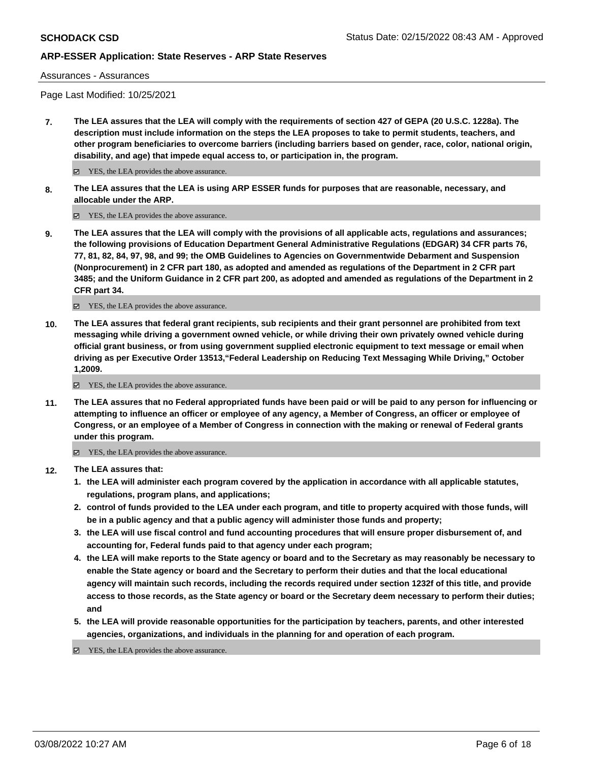Assurances - Assurances

Page Last Modified: 10/25/2021

**7.** **The LEA assures that the LEA will comply with the requirements of section 427 of GEPA (20 U.S.C. 1228a). The description must include information on the steps the LEA proposes to take to permit students, teachers, and other program beneficiaries to overcome barriers (including barriers based on gender, race, color, national origin, disability, and age) that impede equal access to, or participation in, the program.**

☑ YES, the LEA provides the above assurance.

**8.** **The LEA assures that the LEA is using ARP ESSER funds for purposes that are reasonable, necessary, and allocable under the ARP.**

☑ YES, the LEA provides the above assurance.

**9.** **The LEA assures that the LEA will comply with the provisions of all applicable acts, regulations and assurances; the following provisions of Education Department General Administrative Regulations (EDGAR) 34 CFR parts 76, 77, 81, 82, 84, 97, 98, and 99; the OMB Guidelines to Agencies on Governmentwide Debarment and Suspension (Nonprocurement) in 2 CFR part 180, as adopted and amended as regulations of the Department in 2 CFR part 3485; and the Uniform Guidance in 2 CFR part 200, as adopted and amended as regulations of the Department in 2 CFR part 34.**

☑ YES, the LEA provides the above assurance.

**10.** **The LEA assures that federal grant recipients, sub recipients and their grant personnel are prohibited from text messaging while driving a government owned vehicle, or while driving their own privately owned vehicle during official grant business, or from using government supplied electronic equipment to text message or email when driving as per Executive Order 13513,"Federal Leadership on Reducing Text Messaging While Driving," October 1,2009.**

☑ YES, the LEA provides the above assurance.

**11.** **The LEA assures that no Federal appropriated funds have been paid or will be paid to any person for influencing or attempting to influence an officer or employee of any agency, a Member of Congress, an officer or employee of Congress, or an employee of a Member of Congress in connection with the making or renewal of Federal grants under this program.**

☑ YES, the LEA provides the above assurance.

**12.** **The LEA assures that:**

1. **the LEA will administer each program covered by the application in accordance with all applicable statutes, regulations, program plans, and applications;**
2. **control of funds provided to the LEA under each program, and title to property acquired with those funds, will be in a public agency and that a public agency will administer those funds and property;**
3. **the LEA will use fiscal control and fund accounting procedures that will ensure proper disbursement of, and accounting for, Federal funds paid to that agency under each program;**
4. **the LEA will make reports to the State agency or board and to the Secretary as may reasonably be necessary to enable the State agency or board and the Secretary to perform their duties and that the local educational agency will maintain such records, including the records required under section 1232f of this title, and provide access to those records, as the State agency or board or the Secretary deem necessary to perform their duties; and**
5. **the LEA will provide reasonable opportunities for the participation by teachers, parents, and other interested agencies, organizations, and individuals in the planning for and operation of each program.**

☑ YES, the LEA provides the above assurance.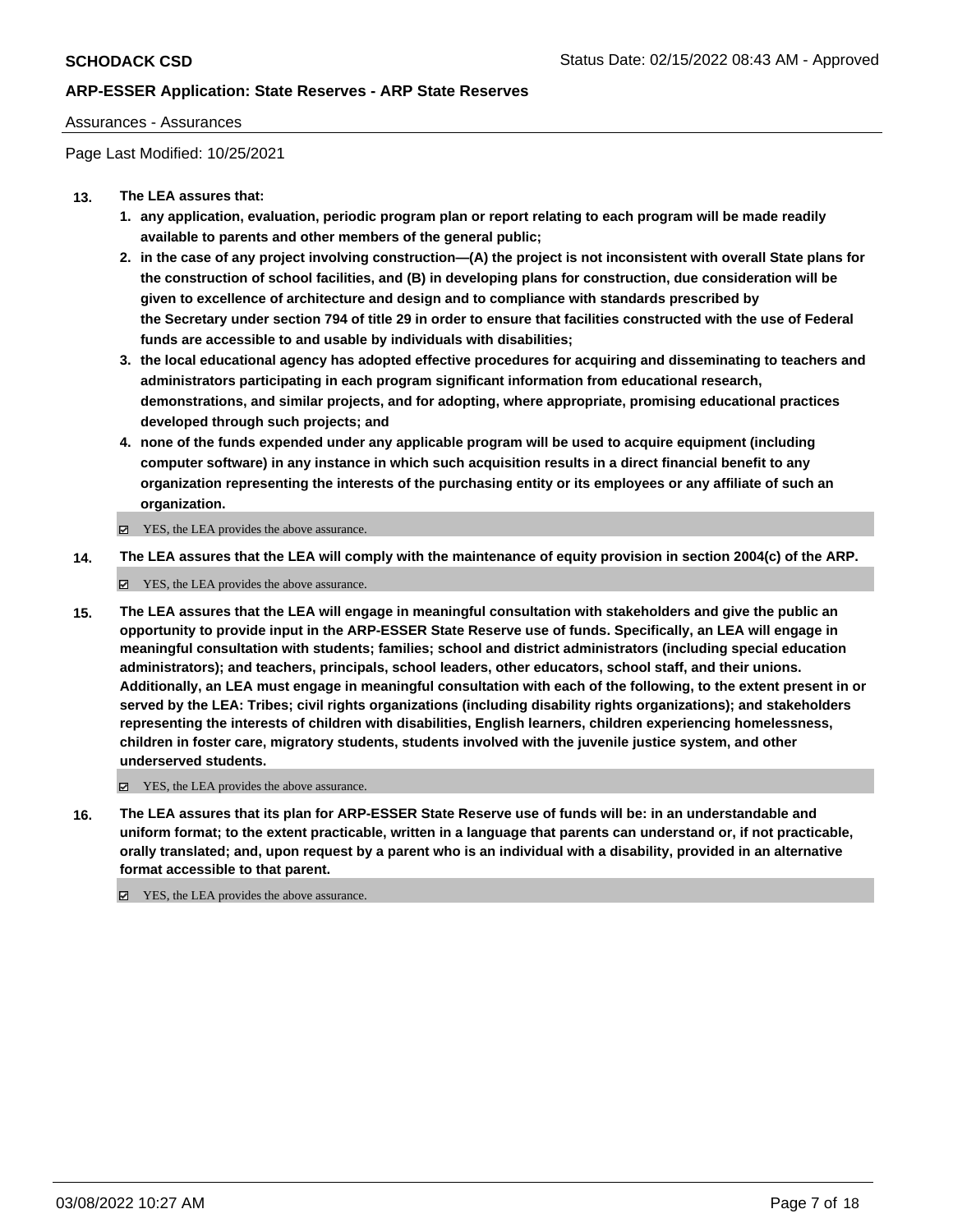Assurances - Assurances

Page Last Modified: 10/25/2021

**13. The LEA assures that:**

1. **any application, evaluation, periodic program plan or report relating to each program will be made readily available to parents and other members of the general public;**
2. **in the case of any project involving construction—(A) the project is not inconsistent with overall State plans for the construction of school facilities, and (B) in developing plans for construction, due consideration will be given to excellence of architecture and design and to compliance with standards prescribed by the Secretary under section 794 of title 29 in order to ensure that facilities constructed with the use of Federal funds are accessible to and usable by individuals with disabilities;**
3. **the local educational agency has adopted effective procedures for acquiring and disseminating to teachers and administrators participating in each program significant information from educational research, demonstrations, and similar projects, and for adopting, where appropriate, promising educational practices developed through such projects; and**
4. **none of the funds expended under any applicable program will be used to acquire equipment (including computer software) in any instance in which such acquisition results in a direct financial benefit to any organization representing the interests of the purchasing entity or its employees or any affiliate of such an organization.**

☑ YES, the LEA provides the above assurance.

**14. The LEA assures that the LEA will comply with the maintenance of equity provision in section 2004(c) of the ARP.**

☑ YES, the LEA provides the above assurance.

**15. The LEA assures that the LEA will engage in meaningful consultation with stakeholders and give the public an opportunity to provide input in the ARP-ESSER State Reserve use of funds. Specifically, an LEA will engage in meaningful consultation with students; families; school and district administrators (including special education administrators); and teachers, principals, school leaders, other educators, school staff, and their unions. Additionally, an LEA must engage in meaningful consultation with each of the following, to the extent present in or served by the LEA: Tribes; civil rights organizations (including disability rights organizations); and stakeholders representing the interests of children with disabilities, English learners, children experiencing homelessness, children in foster care, migratory students, students involved with the juvenile justice system, and other underserved students.**

☑ YES, the LEA provides the above assurance.

**16. The LEA assures that its plan for ARP-ESSER State Reserve use of funds will be: in an understandable and uniform format; to the extent practicable, written in a language that parents can understand or, if not practicable, orally translated; and, upon request by a parent who is an individual with a disability, provided in an alternative format accessible to that parent.**

☑ YES, the LEA provides the above assurance.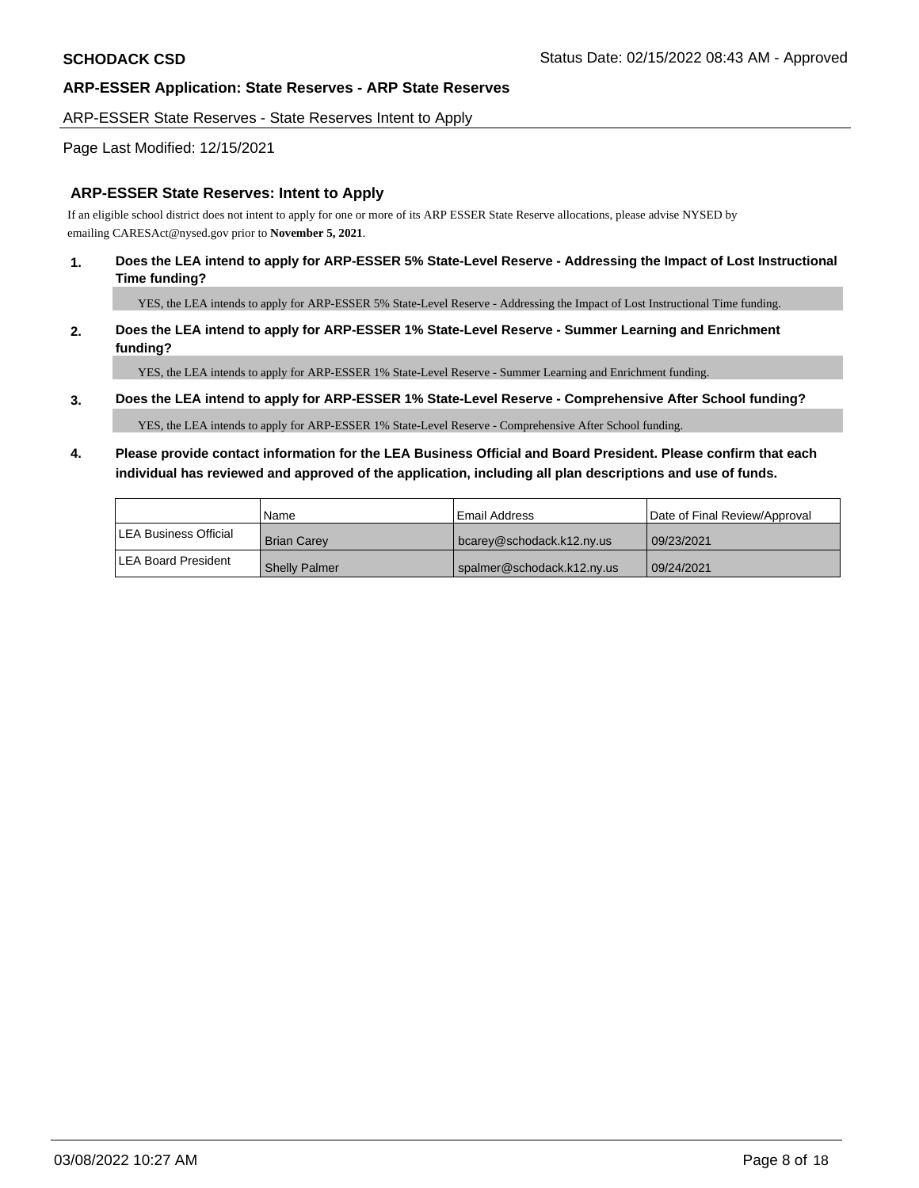**SCHODACK CSD** Status Date: 02/15/2022 08:43 AM - Approved

## ARP-ESSER Application: State Reserves - ARP State Reserves

ARP-ESSER State Reserves - State Reserves Intent to Apply

Page Last Modified: 12/15/2021

### ARP-ESSER State Reserves: Intent to Apply

If an eligible school district does not intent to apply for one or more of its ARP ESSER State Reserve allocations, please advise NYSED by emailing CARESAct@nysed.gov prior to **November 5, 2021**.

**1. Does the LEA intend to apply for ARP-ESSER 5% State-Level Reserve - Addressing the Impact of Lost Instructional Time funding?**

YES, the LEA intends to apply for ARP-ESSER 5% State-Level Reserve - Addressing the Impact of Lost Instructional Time funding.

**2. Does the LEA intend to apply for ARP-ESSER 1% State-Level Reserve - Summer Learning and Enrichment funding?**

YES, the LEA intends to apply for ARP-ESSER 1% State-Level Reserve - Summer Learning and Enrichment funding.

**3. Does the LEA intend to apply for ARP-ESSER 1% State-Level Reserve - Comprehensive After School funding?**

YES, the LEA intends to apply for ARP-ESSER 1% State-Level Reserve - Comprehensive After School funding.

**4. Please provide contact information for the LEA Business Official and Board President. Please confirm that each individual has reviewed and approved of the application, including all plan descriptions and use of funds.**

| | Name | Email Address | Date of Final Review/Approval |
|---|---|---|---|
| LEA Business Official | Brian Carey | bcarey@schodack.k12.ny.us | 09/23/2021 |
| LEA Board President | Shelly Palmer | spalmer@schodack.k12.ny.us | 09/24/2021 |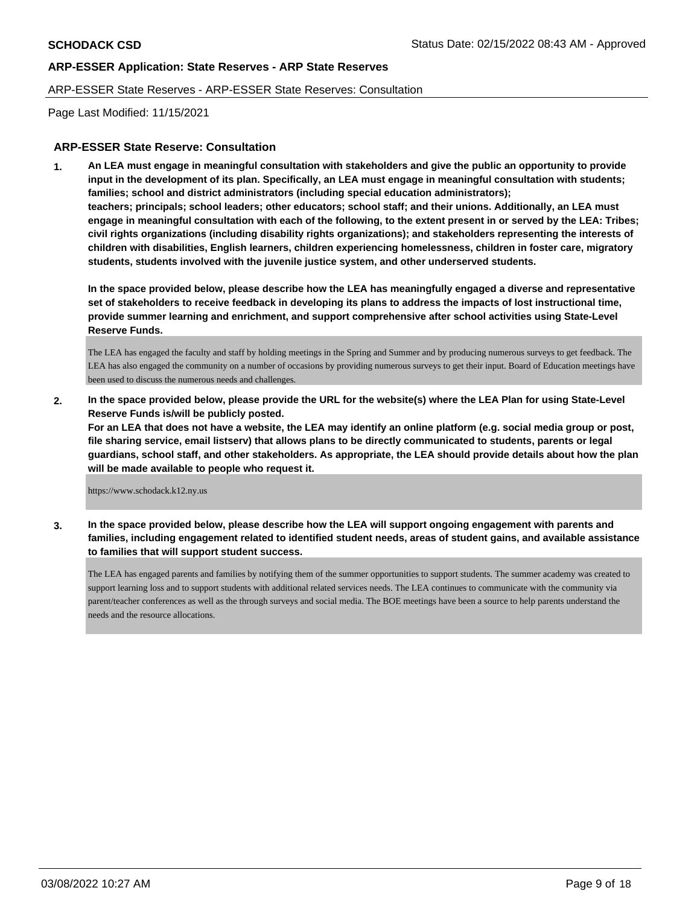**SCHODACK CSD**

Status Date: 02/15/2022 08:43 AM - Approved

**ARP-ESSER Application: State Reserves - ARP State Reserves**

ARP-ESSER State Reserves - ARP-ESSER State Reserves: Consultation

Page Last Modified: 11/15/2021

### ARP-ESSER State Reserve: Consultation

**1. An LEA must engage in meaningful consultation with stakeholders and give the public an opportunity to provide input in the development of its plan. Specifically, an LEA must engage in meaningful consultation with students; families; school and district administrators (including special education administrators); teachers; principals; school leaders; other educators; school staff; and their unions. Additionally, an LEA must engage in meaningful consultation with each of the following, to the extent present in or served by the LEA: Tribes; civil rights organizations (including disability rights organizations); and stakeholders representing the interests of children with disabilities, English learners, children experiencing homelessness, children in foster care, migratory students, students involved with the juvenile justice system, and other underserved students.**

**In the space provided below, please describe how the LEA has meaningfully engaged a diverse and representative set of stakeholders to receive feedback in developing its plans to address the impacts of lost instructional time, provide summer learning and enrichment, and support comprehensive after school activities using State-Level Reserve Funds.**

The LEA has engaged the faculty and staff by holding meetings in the Spring and Summer and by producing numerous surveys to get feedback. The LEA has also engaged the community on a number of occasions by providing numerous surveys to get their input. Board of Education meetings have been used to discuss the numerous needs and challenges.

**2. In the space provided below, please provide the URL for the website(s) where the LEA Plan for using State-Level Reserve Funds is/will be publicly posted.**
**For an LEA that does not have a website, the LEA may identify an online platform (e.g. social media group or post, file sharing service, email listserv) that allows plans to be directly communicated to students, parents or legal guardians, school staff, and other stakeholders. As appropriate, the LEA should provide details about how the plan will be made available to people who request it.**

https://www.schodack.k12.ny.us

**3. In the space provided below, please describe how the LEA will support ongoing engagement with parents and families, including engagement related to identified student needs, areas of student gains, and available assistance to families that will support student success.**

The LEA has engaged parents and families by notifying them of the summer opportunities to support students. The summer academy was created to support learning loss and to support students with additional related services needs. The LEA continues to communicate with the community via parent/teacher conferences as well as the through surveys and social media. The BOE meetings have been a source to help parents understand the needs and the resource allocations.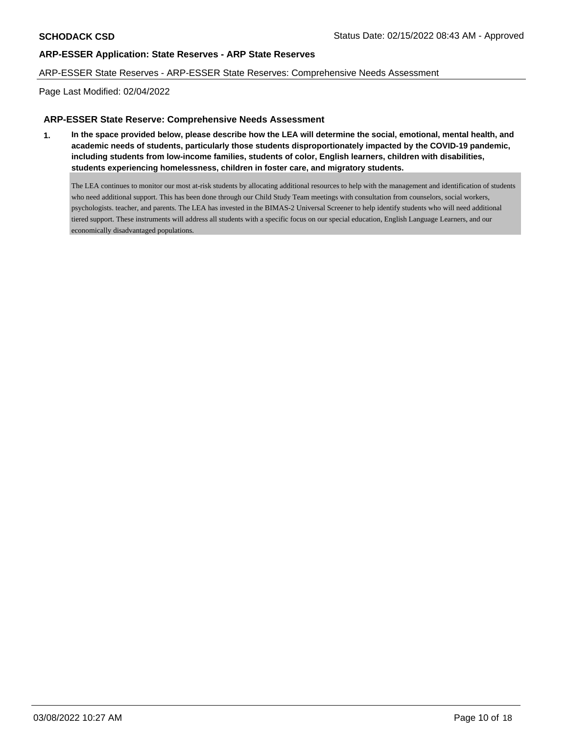**SCHODACK CSD**

Status Date: 02/15/2022 08:43 AM - Approved

## ARP-ESSER Application: State Reserves - ARP State Reserves

ARP-ESSER State Reserves - ARP-ESSER State Reserves: Comprehensive Needs Assessment

Page Last Modified: 02/04/2022

### ARP-ESSER State Reserve: Comprehensive Needs Assessment

**1. In the space provided below, please describe how the LEA will determine the social, emotional, mental health, and academic needs of students, particularly those students disproportionately impacted by the COVID-19 pandemic, including students from low-income families, students of color, English learners, children with disabilities, students experiencing homelessness, children in foster care, and migratory students.**

The LEA continues to monitor our most at-risk students by allocating additional resources to help with the management and identification of students who need additional support. This has been done through our Child Study Team meetings with consultation from counselors, social workers, psychologists. teacher, and parents. The LEA has invested in the BIMAS-2 Universal Screener to help identify students who will need additional tiered support. These instruments will address all students with a specific focus on our special education, English Language Learners, and our economically disadvantaged populations.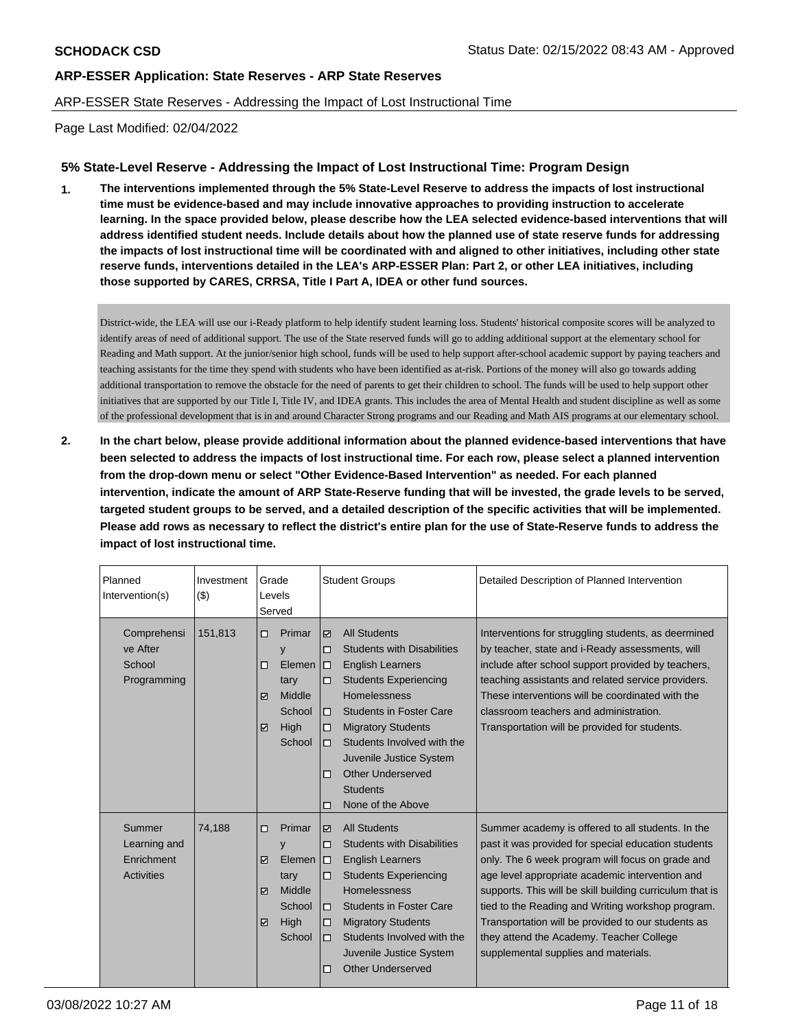**SCHODACK CSD** Status Date: 02/15/2022 08:43 AM - Approved

**ARP-ESSER Application: State Reserves - ARP State Reserves**

ARP-ESSER State Reserves - Addressing the Impact of Lost Instructional Time

Page Last Modified: 02/04/2022

### 5% State-Level Reserve - Addressing the Impact of Lost Instructional Time: Program Design

**1. The interventions implemented through the 5% State-Level Reserve to address the impacts of lost instructional time must be evidence-based and may include innovative approaches to providing instruction to accelerate learning. In the space provided below, please describe how the LEA selected evidence-based interventions that will address identified student needs. Include details about how the planned use of state reserve funds for addressing the impacts of lost instructional time will be coordinated with and aligned to other initiatives, including other state reserve funds, interventions detailed in the LEA's ARP-ESSER Plan: Part 2, or other LEA initiatives, including those supported by CARES, CRRSA, Title I Part A, IDEA or other fund sources.**

District-wide, the LEA will use our i-Ready platform to help identify student learning loss. Students' historical composite scores will be analyzed to identify areas of need of additional support. The use of the State reserved funds will go to adding additional support at the elementary school for Reading and Math support. At the junior/senior high school, funds will be used to help support after-school academic support by paying teachers and teaching assistants for the time they spend with students who have been identified as at-risk. Portions of the money will also go towards adding additional transportation to remove the obstacle for the need of parents to get their children to school. The funds will be used to help support other initiatives that are supported by our Title I, Title IV, and IDEA grants. This includes the area of Mental Health and student discipline as well as some of the professional development that is in and around Character Strong programs and our Reading and Math AIS programs at our elementary school.

**2. In the chart below, please provide additional information about the planned evidence-based interventions that have been selected to address the impacts of lost instructional time. For each row, please select a planned intervention from the drop-down menu or select "Other Evidence-Based Intervention" as needed. For each planned intervention, indicate the amount of ARP State-Reserve funding that will be invested, the grade levels to be served, targeted student groups to be served, and a detailed description of the specific activities that will be implemented. Please add rows as necessary to reflect the district's entire plan for the use of State-Reserve funds to address the impact of lost instructional time.**

| Planned Intervention(s) | Investment ($) | Grade Levels Served | Student Groups | Detailed Description of Planned Intervention |
|---|---|---|---|---|
| Comprehensive After School Programming | 151,813 | ☐ Primary<br>☐ Elementary<br>☑ Middle School<br>☑ High School | ☑ All Students<br>☐ Students with Disabilities<br>☐ English Learners<br>☐ Students Experiencing Homelessness<br>☐ Students in Foster Care<br>☐ Migratory Students<br>☐ Students Involved with the Juvenile Justice System<br>☐ Other Underserved Students<br>☐ None of the Above | Interventions for struggling students, as deermined by teacher, state and i-Ready assessments, will include after school support provided by teachers, teaching assistants and related service providers. These interventions will be coordinated with the classroom teachers and administration. Transportation will be provided for students. |
| Summer Learning and Enrichment Activities | 74,188 | ☐ Primary<br>☑ Elementary<br>☑ Middle School<br>☑ High School | ☑ All Students<br>☐ Students with Disabilities<br>☐ English Learners<br>☐ Students Experiencing Homelessness<br>☐ Students in Foster Care<br>☐ Migratory Students<br>☐ Students Involved with the Juvenile Justice System<br>☐ Other Underserved | Summer academy is offered to all students. In the past it was provided for special education students only. The 6 week program will focus on grade and age level appropriate academic intervention and supports. This will be skill building curriculum that is tied to the Reading and Writing workshop program. Transportation will be provided to our students as they attend the Academy. Teacher College supplemental supplies and materials. |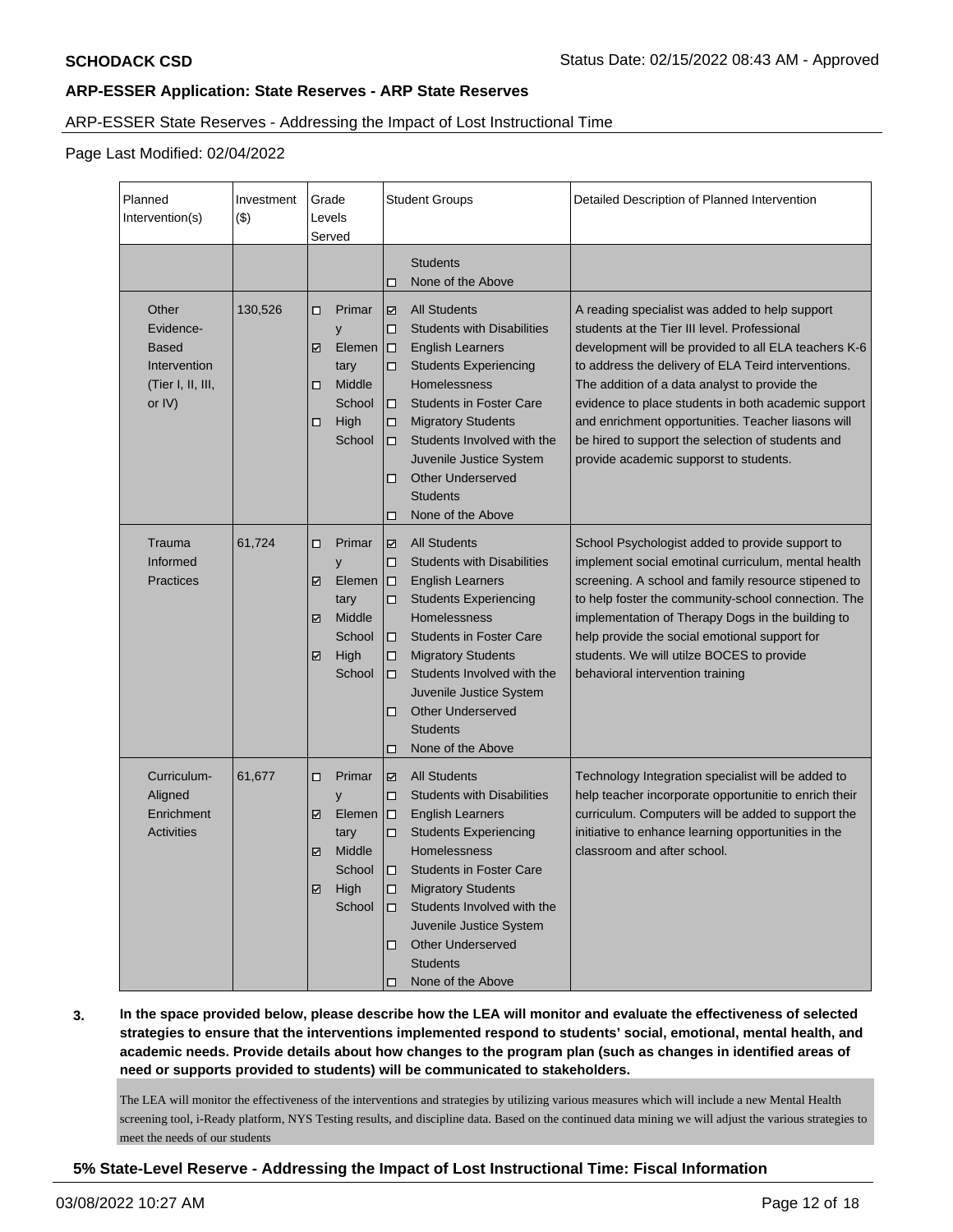**SCHODACK CSD** Status Date: 02/15/2022 08:43 AM - Approved

**ARP-ESSER Application: State Reserves - ARP State Reserves**

ARP-ESSER State Reserves - Addressing the Impact of Lost Instructional Time

Page Last Modified: 02/04/2022

| Planned Intervention(s) | Investment ($) | Grade Levels Served | Student Groups | Detailed Description of Planned Intervention |
|---|---|---|---|---|
| | | | ☐ Students<br>☐ None of the Above | |
| Other Evidence-Based Intervention (Tier I, II, III, or IV) | 130,526 | ☐ Primary<br>☑ Elementary<br>☐ Middle School<br>☐ High School | ☑ All Students<br>☐ Students with Disabilities<br>☐ English Learners<br>☐ Students Experiencing Homelessness<br>☐ Students in Foster Care<br>☐ Migratory Students<br>☐ Students Involved with the Juvenile Justice System<br>☐ Other Underserved Students<br>☐ None of the Above | A reading specialist was added to help support students at the Tier III level. Professional development will be provided to all ELA teachers K-6 to address the delivery of ELA Teird interventions. The addition of a data analyst to provide the evidence to place students in both academic support and enrichment opportunities. Teacher liasons will be hired to support the selection of students and provide academic supporst to students. |
| Trauma Informed Practices | 61,724 | ☐ Primary<br>☑ Elementary<br>☑ Middle School<br>☑ High School | ☑ All Students<br>☐ Students with Disabilities<br>☐ English Learners<br>☐ Students Experiencing Homelessness<br>☐ Students in Foster Care<br>☐ Migratory Students<br>☐ Students Involved with the Juvenile Justice System<br>☐ Other Underserved Students<br>☐ None of the Above | School Psychologist added to provide support to implement social emotinal curriculum, mental health screening. A school and family resource stipened to to help foster the community-school connection. The implementation of Therapy Dogs in the building to help provide the social emotional support for students. We will utilze BOCES to provide behavioral intervention training |
| Curriculum-Aligned Enrichment Activities | 61,677 | ☐ Primary<br>☑ Elementary<br>☑ Middle School<br>☑ High School | ☑ All Students<br>☐ Students with Disabilities<br>☐ English Learners<br>☐ Students Experiencing Homelessness<br>☐ Students in Foster Care<br>☐ Migratory Students<br>☐ Students Involved with the Juvenile Justice System<br>☐ Other Underserved Students<br>☐ None of the Above | Technology Integration specialist will be added to help teacher incorporate opportunitie to enrich their curriculum. Computers will be added to support the initiative to enhance learning opportunities in the classroom and after school. |

**3. In the space provided below, please describe how the LEA will monitor and evaluate the effectiveness of selected strategies to ensure that the interventions implemented respond to students' social, emotional, mental health, and academic needs. Provide details about how changes to the program plan (such as changes in identified areas of need or supports provided to students) will be communicated to stakeholders.**

The LEA will monitor the effectiveness of the interventions and strategies by utilizing various measures which will include a new Mental Health screening tool, i-Ready platform, NYS Testing results, and discipline data. Based on the continued data mining we will adjust the various strategies to meet the needs of our students

**5% State-Level Reserve - Addressing the Impact of Lost Instructional Time: Fiscal Information**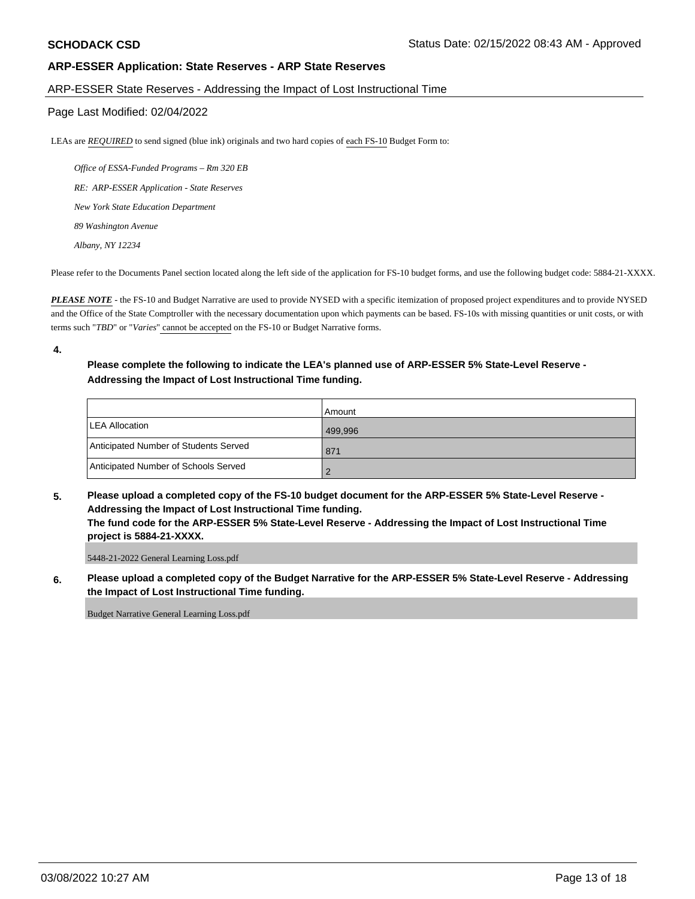**ARP-ESSER Application: State Reserves - ARP State Reserves**

ARP-ESSER State Reserves - Addressing the Impact of Lost Instructional Time

Page Last Modified: 02/04/2022

LEAs are ***REQUIRED*** to send signed (blue ink) originals and two hard copies of each FS-10 Budget Form to:

*Office of ESSA-Funded Programs – Rm 320 EB*

*RE: ARP-ESSER Application - State Reserves*

*New York State Education Department*

*89 Washington Avenue*

*Albany, NY 12234*

Please refer to the Documents Panel section located along the left side of the application for FS-10 budget forms, and use the following budget code: 5884-21-XXXX.

***PLEASE NOTE*** - the FS-10 and Budget Narrative are used to provide NYSED with a specific itemization of proposed project expenditures and to provide NYSED and the Office of the State Comptroller with the necessary documentation upon which payments can be based. FS-10s with missing quantities or unit costs, or with terms such "*TBD*" or "*Varies*" cannot be accepted on the FS-10 or Budget Narrative forms.

**4.**

**Please complete the following to indicate the LEA's planned use of ARP-ESSER 5% State-Level Reserve - Addressing the Impact of Lost Instructional Time funding.**

| | Amount |
|---|---|
| LEA Allocation | 499,996 |
| Anticipated Number of Students Served | 871 |
| Anticipated Number of Schools Served | 2 |

**5. Please upload a completed copy of the FS-10 budget document for the ARP-ESSER 5% State-Level Reserve - Addressing the Impact of Lost Instructional Time funding.**
**The fund code for the ARP-ESSER 5% State-Level Reserve - Addressing the Impact of Lost Instructional Time project is 5884-21-XXXX.**

5448-21-2022 General Learning Loss.pdf

**6. Please upload a completed copy of the Budget Narrative for the ARP-ESSER 5% State-Level Reserve - Addressing the Impact of Lost Instructional Time funding.**

Budget Narrative General Learning Loss.pdf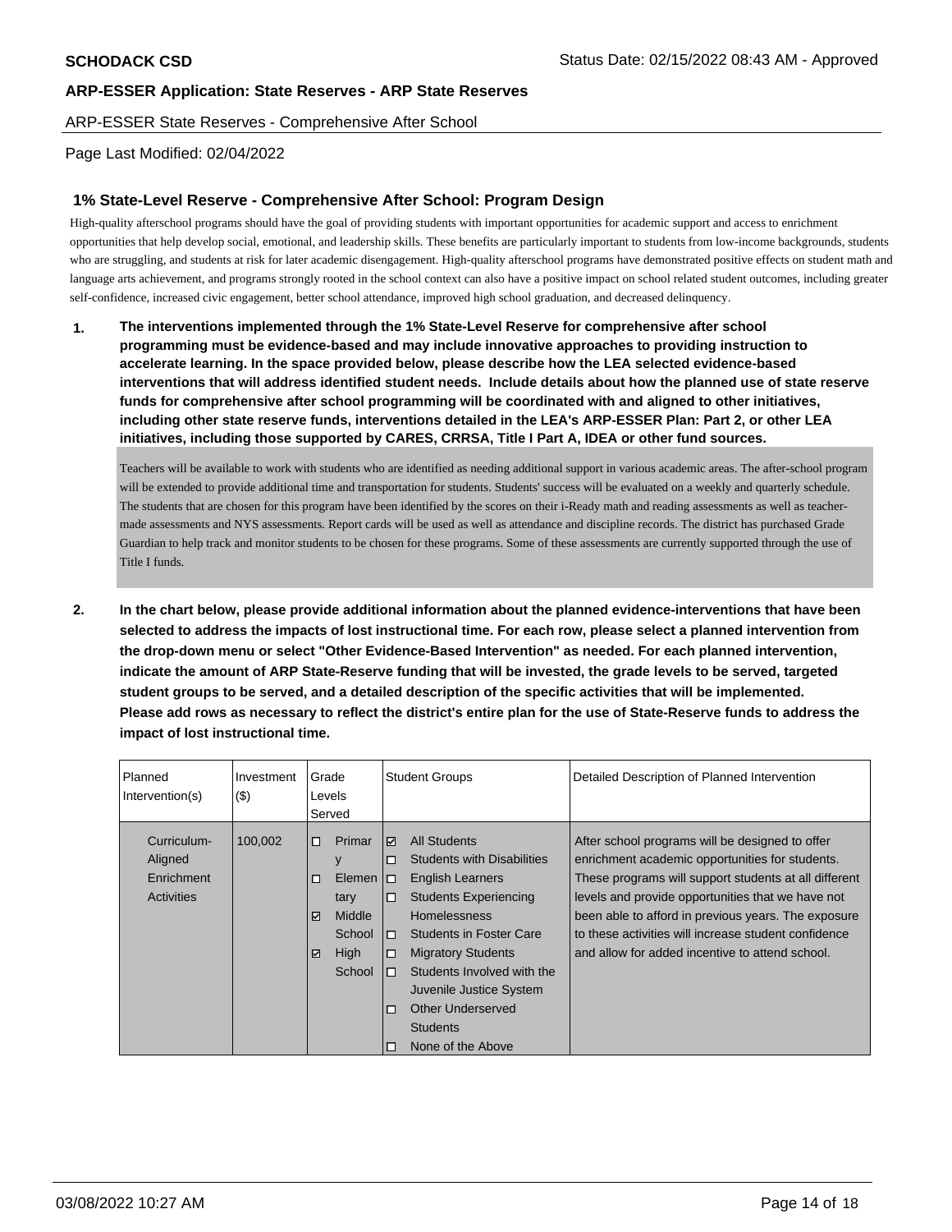**SCHODACK CSD** Status Date: 02/15/2022 08:43 AM - Approved

**ARP-ESSER Application: State Reserves - ARP State Reserves**

ARP-ESSER State Reserves - Comprehensive After School

Page Last Modified: 02/04/2022

### 1% State-Level Reserve - Comprehensive After School: Program Design

High-quality afterschool programs should have the goal of providing students with important opportunities for academic support and access to enrichment opportunities that help develop social, emotional, and leadership skills. These benefits are particularly important to students from low-income backgrounds, students who are struggling, and students at risk for later academic disengagement. High-quality afterschool programs have demonstrated positive effects on student math and language arts achievement, and programs strongly rooted in the school context can also have a positive impact on school related student outcomes, including greater self-confidence, increased civic engagement, better school attendance, improved high school graduation, and decreased delinquency.

**1. The interventions implemented through the 1% State-Level Reserve for comprehensive after school programming must be evidence-based and may include innovative approaches to providing instruction to accelerate learning. In the space provided below, please describe how the LEA selected evidence-based interventions that will address identified student needs. Include details about how the planned use of state reserve funds for comprehensive after school programming will be coordinated with and aligned to other initiatives, including other state reserve funds, interventions detailed in the LEA's ARP-ESSER Plan: Part 2, or other LEA initiatives, including those supported by CARES, CRRSA, Title I Part A, IDEA or other fund sources.**

Teachers will be available to work with students who are identified as needing additional support in various academic areas. The after-school program will be extended to provide additional time and transportation for students. Students' success will be evaluated on a weekly and quarterly schedule. The students that are chosen for this program have been identified by the scores on their i-Ready math and reading assessments as well as teacher-made assessments and NYS assessments. Report cards will be used as well as attendance and discipline records. The district has purchased Grade Guardian to help track and monitor students to be chosen for these programs. Some of these assessments are currently supported through the use of Title I funds.

**2. In the chart below, please provide additional information about the planned evidence-interventions that have been selected to address the impacts of lost instructional time. For each row, please select a planned intervention from the drop-down menu or select "Other Evidence-Based Intervention" as needed. For each planned intervention, indicate the amount of ARP State-Reserve funding that will be invested, the grade levels to be served, targeted student groups to be served, and a detailed description of the specific activities that will be implemented. Please add rows as necessary to reflect the district's entire plan for the use of State-Reserve funds to address the impact of lost instructional time.**

| Planned Intervention(s) | Investment ($) | Grade Levels Served | Student Groups | Detailed Description of Planned Intervention |
|---|---|---|---|---|
| Curriculum-Aligned Enrichment Activities | 100,002 | ☐ Primary<br>☐ Elementary<br>☑ Middle School<br>☑ High School | ☑ All Students<br>☐ Students with Disabilities<br>☐ English Learners<br>☐ Students Experiencing Homelessness<br>☐ Students in Foster Care<br>☐ Migratory Students<br>☐ Students Involved with the Juvenile Justice System<br>☐ Other Underserved Students<br>☐ None of the Above | After school programs will be designed to offer enrichment academic opportunities for students. These programs will support students at all different levels and provide opportunities that we have not been able to afford in previous years. The exposure to these activities will increase student confidence and allow for added incentive to attend school. |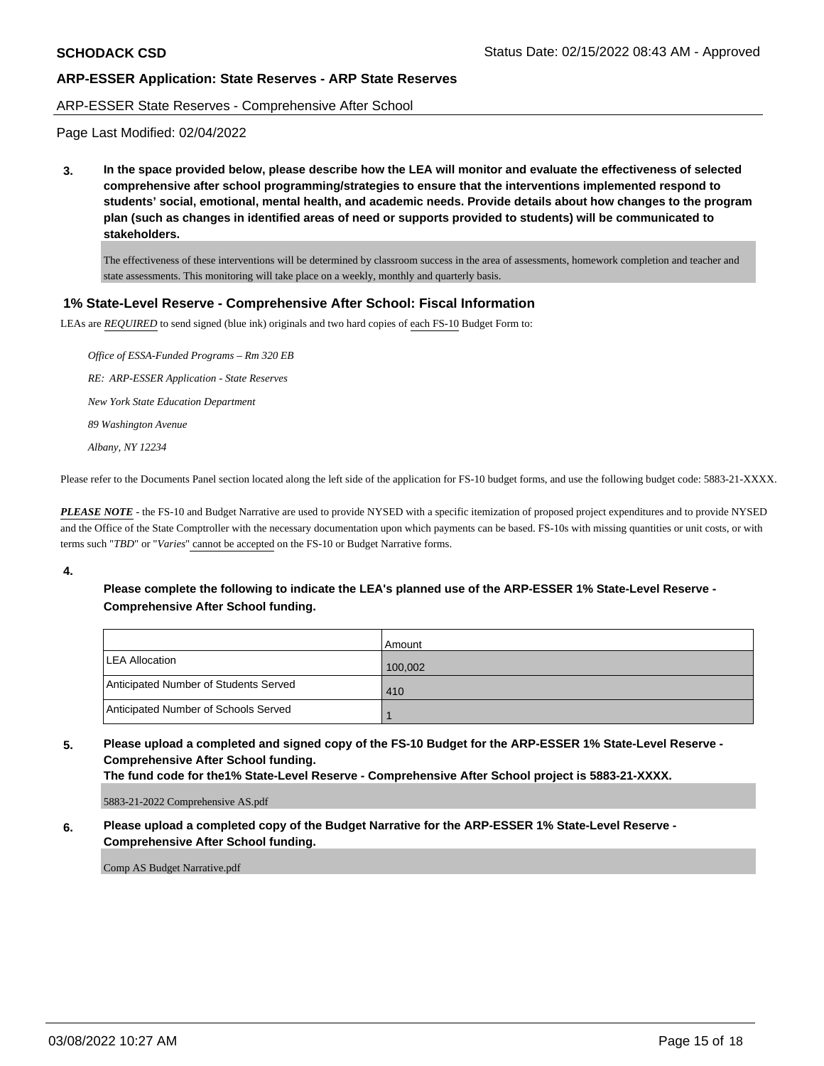**SCHODACK CSD**

Status Date: 02/15/2022 08:43 AM - Approved

## ARP-ESSER Application: State Reserves - ARP State Reserves

ARP-ESSER State Reserves - Comprehensive After School

Page Last Modified: 02/04/2022

**3. In the space provided below, please describe how the LEA will monitor and evaluate the effectiveness of selected comprehensive after school programming/strategies to ensure that the interventions implemented respond to students' social, emotional, mental health, and academic needs. Provide details about how changes to the program plan (such as changes in identified areas of need or supports provided to students) will be communicated to stakeholders.**

The effectiveness of these interventions will be determined by classroom success in the area of assessments, homework completion and teacher and state assessments. This monitoring will take place on a weekly, monthly and quarterly basis.

### 1% State-Level Reserve - Comprehensive After School: Fiscal Information

LEAs are ***REQUIRED*** to send signed (blue ink) originals and two hard copies of each FS-10 Budget Form to:

*Office of ESSA-Funded Programs – Rm 320 EB*

*RE: ARP-ESSER Application - State Reserves*

*New York State Education Department*

*89 Washington Avenue*

*Albany, NY 12234*

Please refer to the Documents Panel section located along the left side of the application for FS-10 budget forms, and use the following budget code: 5883-21-XXXX.

***PLEASE NOTE*** - the FS-10 and Budget Narrative are used to provide NYSED with a specific itemization of proposed project expenditures and to provide NYSED and the Office of the State Comptroller with the necessary documentation upon which payments can be based. FS-10s with missing quantities or unit costs, or with terms such "*TBD*" or "*Varies*" cannot be accepted on the FS-10 or Budget Narrative forms.

**4. Please complete the following to indicate the LEA's planned use of the ARP-ESSER 1% State-Level Reserve - Comprehensive After School funding.**

| | Amount |
|---|---|
| LEA Allocation | 100,002 |
| Anticipated Number of Students Served | 410 |
| Anticipated Number of Schools Served | 1 |

**5. Please upload a completed and signed copy of the FS-10 Budget for the ARP-ESSER 1% State-Level Reserve - Comprehensive After School funding.**
**The fund code for the1% State-Level Reserve - Comprehensive After School project is 5883-21-XXXX.**

5883-21-2022 Comprehensive AS.pdf

**6. Please upload a completed copy of the Budget Narrative for the ARP-ESSER 1% State-Level Reserve - Comprehensive After School funding.**

Comp AS Budget Narrative.pdf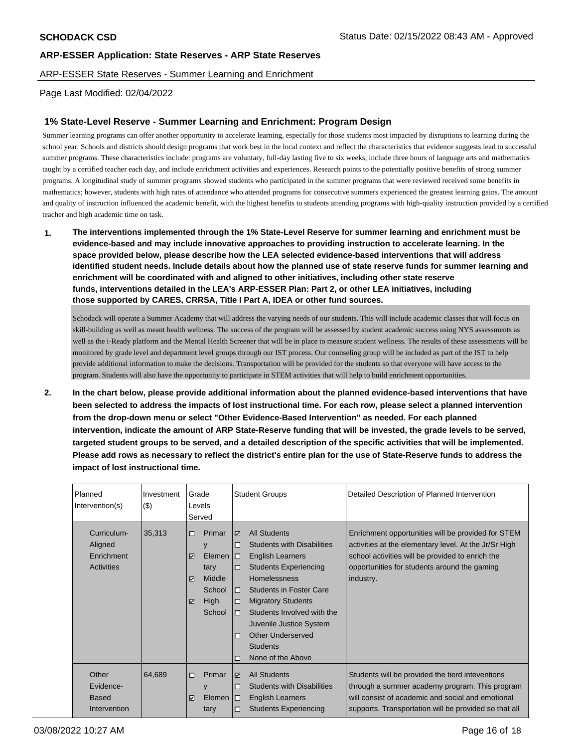**SCHODACK CSD** Status Date: 02/15/2022 08:43 AM - Approved

**ARP-ESSER Application: State Reserves - ARP State Reserves**

ARP-ESSER State Reserves - Summer Learning and Enrichment

Page Last Modified: 02/04/2022

### 1% State-Level Reserve - Summer Learning and Enrichment: Program Design

Summer learning programs can offer another opportunity to accelerate learning, especially for those students most impacted by disruptions to learning during the school year. Schools and districts should design programs that work best in the local context and reflect the characteristics that evidence suggests lead to successful summer programs. These characteristics include: programs are voluntary, full-day lasting five to six weeks, include three hours of language arts and mathematics taught by a certified teacher each day, and include enrichment activities and experiences. Research points to the potentially positive benefits of strong summer programs. A longitudinal study of summer programs showed students who participated in the summer programs that were reviewed received some benefits in mathematics; however, students with high rates of attendance who attended programs for consecutive summers experienced the greatest learning gains. The amount and quality of instruction influenced the academic benefit, with the highest benefits to students attending programs with high-quality instruction provided by a certified teacher and high academic time on task.

1. **The interventions implemented through the 1% State-Level Reserve for summer learning and enrichment must be evidence-based and may include innovative approaches to providing instruction to accelerate learning. In the space provided below, please describe how the LEA selected evidence-based interventions that will address identified student needs. Include details about how the planned use of state reserve funds for summer learning and enrichment will be coordinated with and aligned to other initiatives, including other state reserve funds, interventions detailed in the LEA's ARP-ESSER Plan: Part 2, or other LEA initiatives, including those supported by CARES, CRRSA, Title I Part A, IDEA or other fund sources.**

Schodack will operate a Summer Academy that will address the varying needs of our students. This will include academic classes that will focus on skill-building as well as meant health wellness. The success of the program will be assessed by student academic success using NYS assessments as well as the i-Ready platform and the Mental Health Screener that will be in place to measure student wellness. The results of these assessments will be monitored by grade level and department level groups through our IST process. Our counseling group will be included as part of the IST to help provide additional information to make the decisions. Transportation will be provided for the students so that everyone will have access to the program. Students will also have the opportunity to participate in STEM activities that will help to build enrichment opportunities.

2. **In the chart below, please provide additional information about the planned evidence-based interventions that have been selected to address the impacts of lost instructional time. For each row, please select a planned intervention from the drop-down menu or select "Other Evidence-Based Intervention" as needed. For each planned intervention, indicate the amount of ARP State-Reserve funding that will be invested, the grade levels to be served, targeted student groups to be served, and a detailed description of the specific activities that will be implemented. Please add rows as necessary to reflect the district's entire plan for the use of State-Reserve funds to address the impact of lost instructional time.**

| Planned Intervention(s) | Investment ($) | Grade Levels Served | Student Groups | Detailed Description of Planned Intervention |
|---|---|---|---|---|
| Curriculum-Aligned Enrichment Activities | 35,313 | ☐ Primary<br>☑ Elementary<br>☑ Middle School<br>☑ High School | ☑ All Students<br>☐ Students with Disabilities<br>☐ English Learners<br>☐ Students Experiencing Homelessness<br>☐ Students in Foster Care<br>☐ Migratory Students<br>☐ Students Involved with the Juvenile Justice System<br>☐ Other Underserved Students<br>☐ None of the Above | Enrichment opportunities will be provided for STEM activities at the elementary level. At the Jr/Sr High school activities will be provided to enrich the opportunities for students around the gaming industry. |
| Other Evidence-Based Intervention | 64,689 | ☐ Primary<br>☑ Elementary | ☑ All Students<br>☐ Students with Disabilities<br>☐ English Learners<br>☐ Students Experiencing | Students will be provided the tierd inteventions through a summer academy program. This program will consist of academic and social and emotional supports. Transportation will be provided so that all |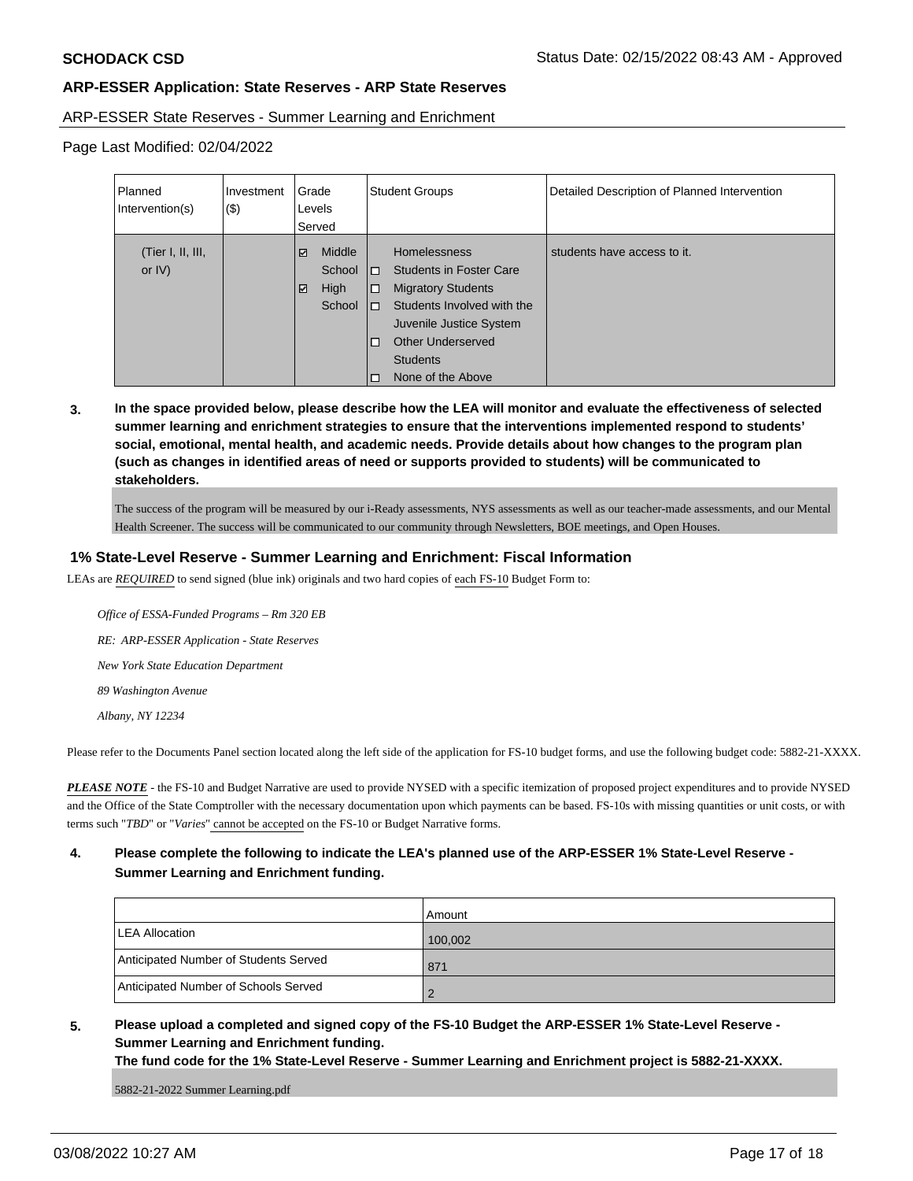SCHODACK CSD

Status Date: 02/15/2022 08:43 AM - Approved

**ARP-ESSER Application: State Reserves - ARP State Reserves**

ARP-ESSER State Reserves - Summer Learning and Enrichment

Page Last Modified: 02/04/2022

| Planned Intervention(s) | Investment ($) | Grade Levels Served | Student Groups | Detailed Description of Planned Intervention |
|---|---|---|---|---|
| (Tier I, II, III, or IV) | | ☑ Middle School<br>☑ High School | Homelessness<br>☐ Students in Foster Care<br>☐ Migratory Students<br>☐ Students Involved with the Juvenile Justice System<br>☐ Other Underserved Students<br>☐ None of the Above | students have access to it. |

**3. In the space provided below, please describe how the LEA will monitor and evaluate the effectiveness of selected summer learning and enrichment strategies to ensure that the interventions implemented respond to students' social, emotional, mental health, and academic needs. Provide details about how changes to the program plan (such as changes in identified areas of need or supports provided to students) will be communicated to stakeholders.**

The success of the program will be measured by our i-Ready assessments, NYS assessments as well as our teacher-made assessments, and our Mental Health Screener. The success will be communicated to our community through Newsletters, BOE meetings, and Open Houses.

## 1% State-Level Reserve - Summer Learning and Enrichment: Fiscal Information

LEAs are ***REQUIRED*** to send signed (blue ink) originals and two hard copies of each FS-10 Budget Form to:

*Office of ESSA-Funded Programs – Rm 320 EB*

*RE: ARP-ESSER Application - State Reserves*

*New York State Education Department*

*89 Washington Avenue*

*Albany, NY 12234*

Please refer to the Documents Panel section located along the left side of the application for FS-10 budget forms, and use the following budget code: 5882-21-XXXX.

***PLEASE NOTE*** - the FS-10 and Budget Narrative are used to provide NYSED with a specific itemization of proposed project expenditures and to provide NYSED and the Office of the State Comptroller with the necessary documentation upon which payments can be based. FS-10s with missing quantities or unit costs, or with terms such "*TBD*" or "*Varies*" cannot be accepted on the FS-10 or Budget Narrative forms.

**4. Please complete the following to indicate the LEA's planned use of the ARP-ESSER 1% State-Level Reserve - Summer Learning and Enrichment funding.**

| | Amount |
|---|---|
| LEA Allocation | 100,002 |
| Anticipated Number of Students Served | 871 |
| Anticipated Number of Schools Served | 2 |

**5. Please upload a completed and signed copy of the FS-10 Budget the ARP-ESSER 1% State-Level Reserve - Summer Learning and Enrichment funding.**
**The fund code for the 1% State-Level Reserve - Summer Learning and Enrichment project is 5882-21-XXXX.**

5882-21-2022 Summer Learning.pdf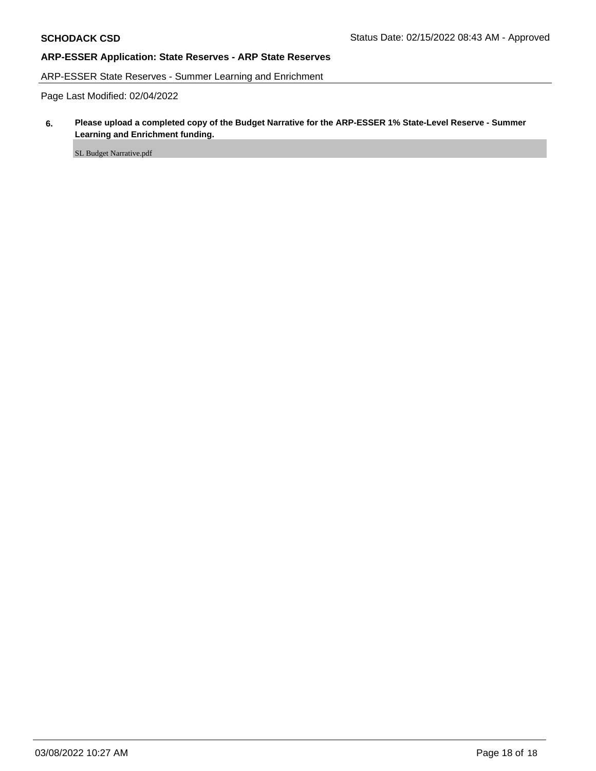**SCHODACK CSD** Status Date: 02/15/2022 08:43 AM - Approved

**ARP-ESSER Application: State Reserves - ARP State Reserves**

ARP-ESSER State Reserves - Summer Learning and Enrichment

Page Last Modified: 02/04/2022

**6. Please upload a completed copy of the Budget Narrative for the ARP-ESSER 1% State-Level Reserve - Summer Learning and Enrichment funding.**

SL Budget Narrative.pdf